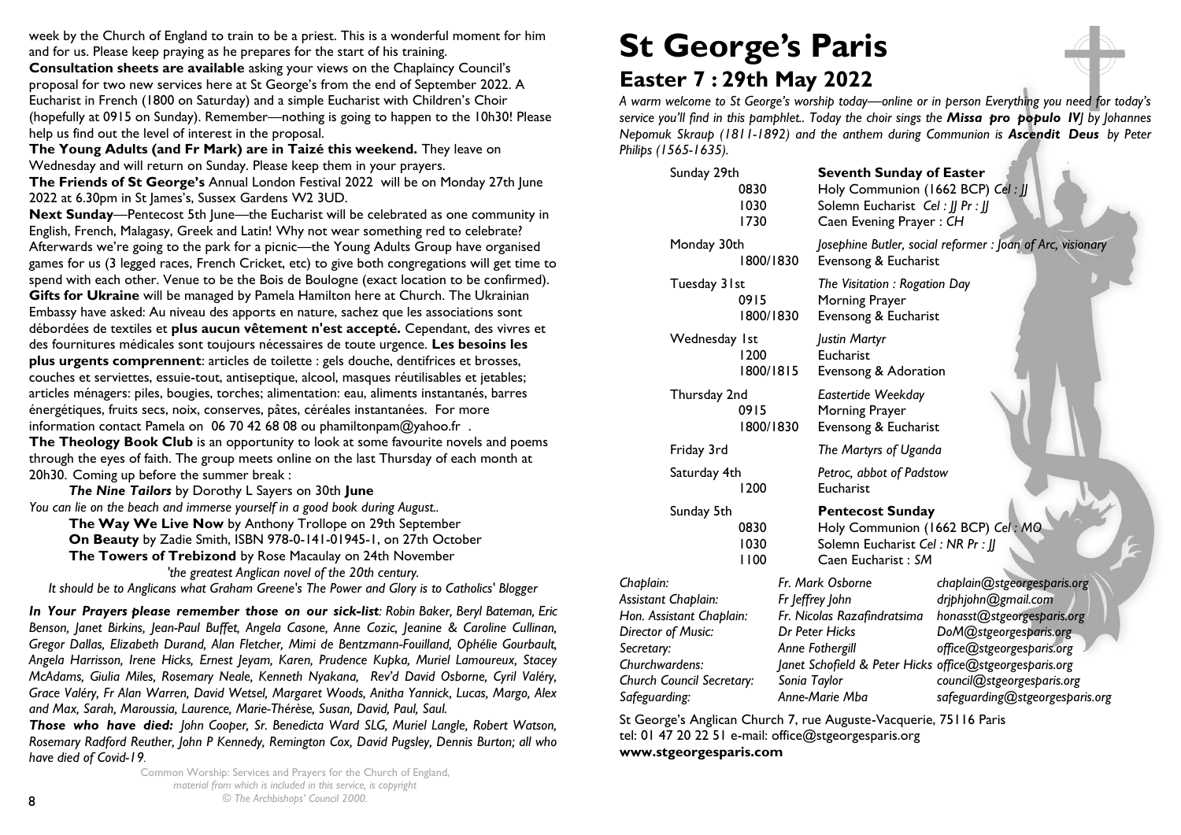week by the Church of England to train to be a priest. This is a wonderful moment for him and for us. Please keep praying as he prepares for the start of his training.

**Consultation sheets are available** asking your views on the Chaplaincy Council's proposal for two new services here at St George's from the end of September 2022. A Eucharist in French (1800 on Saturday) and a simple Eucharist with Children's Choir (hopefully at 0915 on Sunday). Remember—nothing is going to happen to the 10h30! Please help us find out the level of interest in the proposal.

**The Young Adults (and Fr Mark) are in Taizé this weekend.** They leave on Wednesday and will return on Sunday. Please keep them in your prayers.

**The Friends of St George's** Annual London Festival 2022 will be on Monday 27th June 2022 at 6.30pm in St James's, Sussex Gardens W2 3UD.

**Next Sunday**—Pentecost 5th June—the Eucharist will be celebrated as one community in English, French, Malagasy, Greek and Latin! Why not wear something red to celebrate? Afterwards we're going to the park for a picnic—the Young Adults Group have organised games for us (3 legged races, French Cricket, etc) to give both congregations will get time to spend with each other. Venue to be the Bois de Boulogne (exact location to be confirmed).

**Gifts for Ukraine** will be managed by Pamela Hamilton here at Church. The Ukrainian Embassy have asked: Au niveau des apports en nature, sachez que les associations sont débordées de textiles et **plus aucun vêtement n'est accepté.** Cependant, des vivres et des fournitures médicales sont toujours nécessaires de toute urgence. **Les besoins les plus urgents comprennent**: articles de toilette : gels douche, dentifrices et brosses, couches et serviettes, essuie-tout, antiseptique, alcool, masques réutilisables et jetables; articles ménagers: piles, bougies, torches; alimentation: eau, aliments instantanés, barres énergétiques, fruits secs, noix, conserves, pâtes, céréales instantanées. For more information contact Pamela on 06 70 42 68 08 ou phamiltonpam@yahoo.fr .

**The Theology Book Club** is an opportunity to look at some favourite novels and poems through the eyes of faith. The group meets online on the last Thursday of each month at 20h30. Coming up before the summer break :

***The Nine Tailors*** by Dorothy L Sayers on 30th **June**

*You can lie on the beach and immerse yourself in a good book during August..*

**The Way We Live Now** by Anthony Trollope on 29th September

**On Beauty** by Zadie Smith, ISBN 978-0-141-01945-1, on 27th October

**The Towers of Trebizond** by Rose Macaulay on 24th November

*'the greatest Anglican novel of the 20th century.*

*It should be to Anglicans what Graham Greene's The Power and Glory is to Catholics' Blogger*

***In Your Prayers please remember those on our sick-list****: Robin Baker, Beryl Bateman, Eric Benson, Janet Birkins, Jean-Paul Buffet, Angela Casone, Anne Cozic, Jeanine & Caroline Cullinan, Gregor Dallas, Elizabeth Durand, Alan Fletcher, Mimi de Bentzmann-Fouilland, Ophélie Gourbault, Angela Harrisson, Irene Hicks, Ernest Jeyam, Karen, Prudence Kupka, Muriel Lamoureux, Stacey McAdams, Giulia Miles, Rosemary Neale, Kenneth Nyakana, Rev'd David Osborne, Cyril Valéry, Grace Valéry, Fr Alan Warren, David Wetsel, Margaret Woods, Anitha Yannick, Lucas, Margo, Alex and Max, Sarah, Maroussia, Laurence, Marie-Thérèse, Susan, David, Paul, Saul.*

***Those who have died:*** *John Cooper, Sr. Benedicta Ward SLG, Muriel Langle, Robert Watson, Rosemary Radford Reuther, John P Kennedy, Remington Cox, David Pugsley, Dennis Burton; all who have died of Covid-19.*

Common Worship: Services and Prayers for the Church of England, *material from which is included in this service, is copyright © The Archbishops' Council 2000.*

# St George's Paris

## Easter 7 : 29th May 2022

*A warm welcome to St George's worship today—online or in person Everything you need for today's service you'll find in this pamphlet.. Today the choir sings the **Missa pro populo IV**J by Johannes Nepomuk Skraup (1811-1892) and the anthem during Communion is **Ascendit Deus** by Peter Philips (1565-1635).*

| | | |
|---|---|---|
| Sunday 29th | | **Seventh Sunday of Easter** |
| | 0830 | Holy Communion (1662 BCP) *Cel : JJ* |
| | 1030 | Solemn Eucharist *Cel : JJ Pr : JJ* |
| | 1730 | Caen Evening Prayer : *CH* |
| Monday 30th | | *Josephine Butler, social reformer : Joan of Arc, visionary* |
| | 1800/1830 | Evensong & Eucharist |
| Tuesday 31st | | *The Visitation : Rogation Day* |
| | 0915 | Morning Prayer |
| | 1800/1830 | Evensong & Eucharist |
| Wednesday 1st | | *Justin Martyr* |
| | 1200 | Eucharist |
| | 1800/1815 | Evensong & Adoration |
| Thursday 2nd | | *Eastertide Weekday* |
| | 0915 | Morning Prayer |
| | 1800/1830 | Evensong & Eucharist |
| Friday 3rd | | *The Martyrs of Uganda* |
| Saturday 4th | | *Petroc, abbot of Padstow* |
| | 1200 | Eucharist |
| Sunday 5th | | **Pentecost Sunday** |
| | 0830 | Holy Communion (1662 BCP) *Cel : MO* |
| | 1030 | Solemn Eucharist *Cel : NR Pr : JJ* |
| | 1100 | Caen Eucharist : *SM* |

| | | |
|---|---|---|
| *Chaplain:* | *Fr. Mark Osborne* | *chaplain@stgeorgesparis.org* |
| *Assistant Chaplain:* | *Fr Jeffrey John* | *drjphjohn@gmail.com* |
| *Hon. Assistant Chaplain:* | *Fr. Nicolas Razafindratsima* | *honasst@stgeorgesparis.org* |
| *Director of Music:* | *Dr Peter Hicks* | *DoM@stgeorgesparis.org* |
| *Secretary:* | *Anne Fothergill* | *office@stgeorgesparis.org* |
| *Churchwardens:* | *Janet Schofield & Peter Hicks* | *office@stgeorgesparis.org* |
| *Church Council Secretary:* | *Sonia Taylor* | *council@stgeorgesparis.org* |
| *Safeguarding:* | *Anne-Marie Mba* | *safeguarding@stgeorgesparis.org* |

St George's Anglican Church 7, rue Auguste-Vacquerie, 75116 Paris
tel: 01 47 20 22 51 e-mail: office@stgeorgesparis.org
**www.stgeorgesparis.com**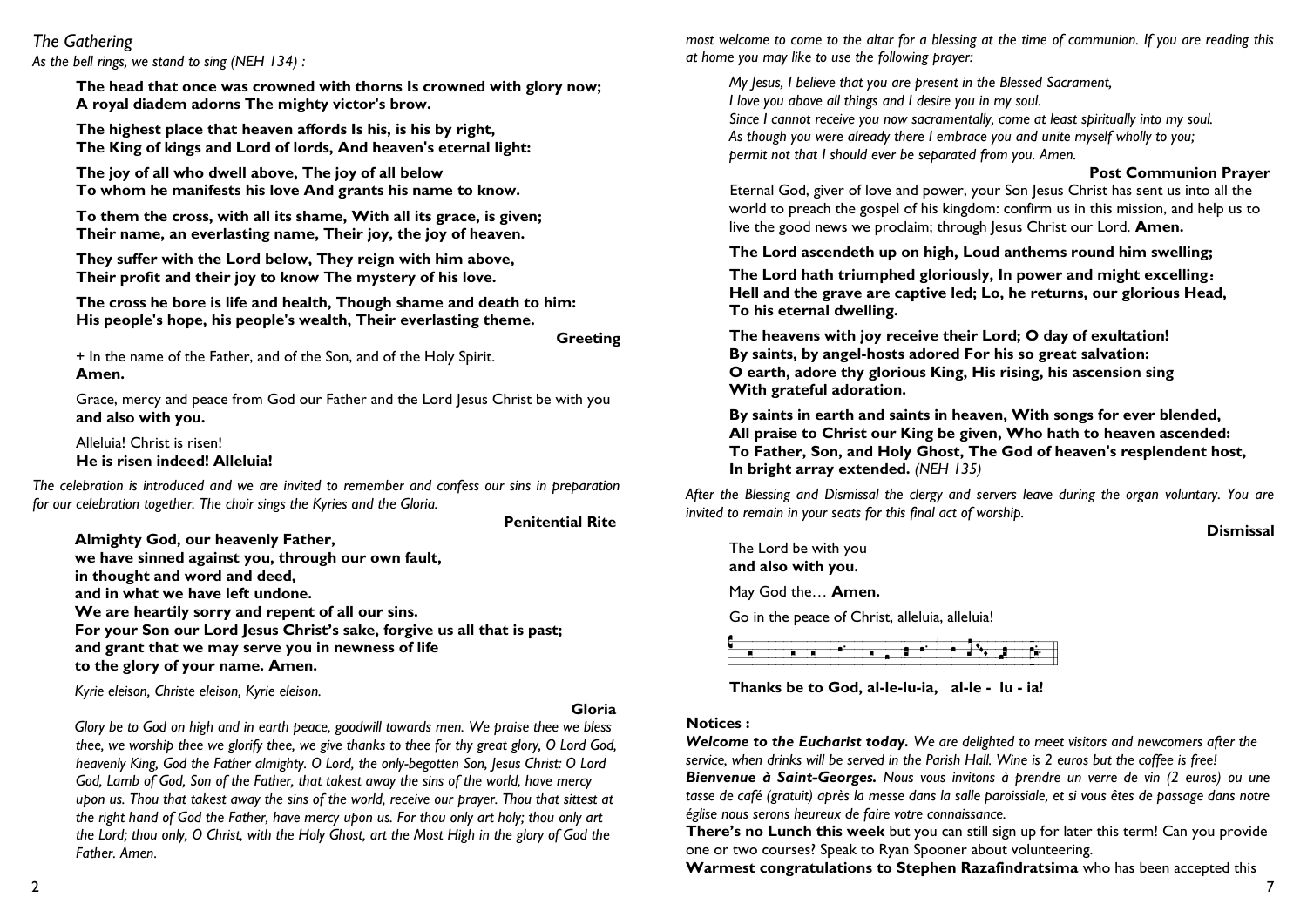*The Gathering*

*As the bell rings, we stand to sing (NEH 134) :*

**The head that once was crowned with thorns Is crowned with glory now;**
**A royal diadem adorns The mighty victor's brow.**

**The highest place that heaven affords Is his, is his by right,**
**The King of kings and Lord of lords, And heaven's eternal light:**

**The joy of all who dwell above, The joy of all below**
**To whom he manifests his love And grants his name to know.**

**To them the cross, with all its shame, With all its grace, is given;**
**Their name, an everlasting name, Their joy, the joy of heaven.**

**They suffer with the Lord below, They reign with him above,**
**Their profit and their joy to know The mystery of his love.**

**The cross he bore is life and health, Though shame and death to him:**
**His people's hope, his people's wealth, Their everlasting theme.**

**Greeting**

+ In the name of the Father, and of the Son, and of the Holy Spirit.
**Amen.**

Grace, mercy and peace from God our Father and the Lord Jesus Christ be with you
**and also with you.**

Alleluia! Christ is risen!
**He is risen indeed! Alleluia!**

*The celebration is introduced and we are invited to remember and confess our sins in preparation for our celebration together. The choir sings the Kyries and the Gloria.*

**Penitential Rite**

**Almighty God, our heavenly Father,**
**we have sinned against you, through our own fault,**
**in thought and word and deed,**
**and in what we have left undone.**
**We are heartily sorry and repent of all our sins.**
**For your Son our Lord Jesus Christ's sake, forgive us all that is past;**
**and grant that we may serve you in newness of life**
**to the glory of your name. Amen.**

*Kyrie eleison, Christe eleison, Kyrie eleison.*

**Gloria**

*Glory be to God on high and in earth peace, goodwill towards men. We praise thee we bless thee, we worship thee we glorify thee, we give thanks to thee for thy great glory, O Lord God, heavenly King, God the Father almighty. O Lord, the only-begotten Son, Jesus Christ: O Lord God, Lamb of God, Son of the Father, that takest away the sins of the world, have mercy upon us. Thou that takest away the sins of the world, receive our prayer. Thou that sittest at the right hand of God the Father, have mercy upon us. For thou only art holy; thou only art the Lord; thou only, O Christ, with the Holy Ghost, art the Most High in the glory of God the Father. Amen.*

*most welcome to come to the altar for a blessing at the time of communion. If you are reading this at home you may like to use the following prayer:*

*My Jesus, I believe that you are present in the Blessed Sacrament,*
*I love you above all things and I desire you in my soul.*
*Since I cannot receive you now sacramentally, come at least spiritually into my soul.*
*As though you were already there I embrace you and unite myself wholly to you;*
*permit not that I should ever be separated from you. Amen.*

**Post Communion Prayer**

Eternal God, giver of love and power, your Son Jesus Christ has sent us into all the world to preach the gospel of his kingdom: confirm us in this mission, and help us to live the good news we proclaim; through Jesus Christ our Lord. **Amen.**

**The Lord ascendeth up on high, Loud anthems round him swelling;**

**The Lord hath triumphed gloriously, In power and might excelling:**
**Hell and the grave are captive led; Lo, he returns, our glorious Head,**
**To his eternal dwelling.**

**The heavens with joy receive their Lord; O day of exultation!**
**By saints, by angel-hosts adored For his so great salvation:**
**O earth, adore thy glorious King, His rising, his ascension sing**
**With grateful adoration.**

**By saints in earth and saints in heaven, With songs for ever blended,**
**All praise to Christ our King be given, Who hath to heaven ascended:**
**To Father, Son, and Holy Ghost, The God of heaven's resplendent host,**
**In bright array extended.** *(NEH 135)*

*After the Blessing and Dismissal the clergy and servers leave during the organ voluntary. You are invited to remain in your seats for this final act of worship.*

**Dismissal**

The Lord be with you
**and also with you.**

May God the… **Amen.**

Go in the peace of Christ, alleluia, alleluia!

**Thanks be to God, al-le-lu-ia, al-le - lu - ia!**

**Notices :**

***Welcome to the Eucharist today.*** *We are delighted to meet visitors and newcomers after the service, when drinks will be served in the Parish Hall. Wine is 2 euros but the coffee is free!*

***Bienvenue à Saint-Georges.*** *Nous vous invitons à prendre un verre de vin (2 euros) ou une tasse de café (gratuit) après la messe dans la salle paroissiale, et si vous êtes de passage dans notre église nous serons heureux de faire votre connaissance.*

**There's no Lunch this week** but you can still sign up for later this term! Can you provide one or two courses? Speak to Ryan Spooner about volunteering.

**Warmest congratulations to Stephen Razafindratsima** who has been accepted this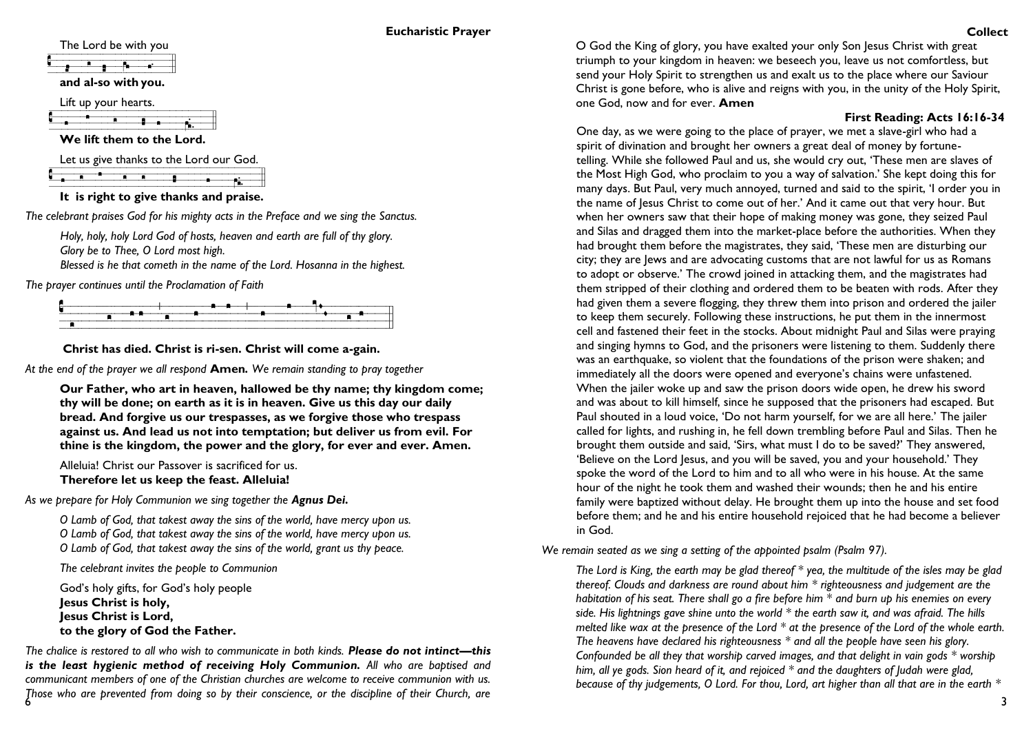## Eucharistic Prayer

The Lord be with you

**and al-so with you.**

Lift up your hearts.

**We lift them to the Lord.**

Let us give thanks to the Lord our God.

**It is right to give thanks and praise.**

*The celebrant praises God for his mighty acts in the Preface and we sing the Sanctus.*

*Holy, holy, holy Lord God of hosts, heaven and earth are full of thy glory.*
*Glory be to Thee, O Lord most high.*
*Blessed is he that cometh in the name of the Lord. Hosanna in the highest.*

*The prayer continues until the Proclamation of Faith*

**Christ has died. Christ is ri-sen. Christ will come a-gain.**

*At the end of the prayer we all respond* **Amen.** *We remain standing to pray together*

**Our Father, who art in heaven, hallowed be thy name; thy kingdom come; thy will be done; on earth as it is in heaven. Give us this day our daily bread. And forgive us our trespasses, as we forgive those who trespass against us. And lead us not into temptation; but deliver us from evil. For thine is the kingdom, the power and the glory, for ever and ever. Amen.**

Alleluia! Christ our Passover is sacrificed for us.
**Therefore let us keep the feast. Alleluia!**

*As we prepare for Holy Communion we sing together the* ***Agnus Dei.***

*O Lamb of God, that takest away the sins of the world, have mercy upon us.*
*O Lamb of God, that takest away the sins of the world, have mercy upon us.*
*O Lamb of God, that takest away the sins of the world, grant us thy peace.*

*The celebrant invites the people to Communion*

God's holy gifts, for God's holy people
**Jesus Christ is holy,**
**Jesus Christ is Lord,**
**to the glory of God the Father.**

*The chalice is restored to all who wish to communicate in both kinds.* ***Please do not intinct—this is the least hygienic method of receiving Holy Communion.*** *All who are baptised and communicant members of one of the Christian churches are welcome to receive communion with us. Those who are prevented from doing so by their conscience, or the discipline of their Church, are*

## Collect

O God the King of glory, you have exalted your only Son Jesus Christ with great triumph to your kingdom in heaven: we beseech you, leave us not comfortless, but send your Holy Spirit to strengthen us and exalt us to the place where our Saviour Christ is gone before, who is alive and reigns with you, in the unity of the Holy Spirit, one God, now and for ever. **Amen**

## First Reading: Acts 16:16-34

One day, as we were going to the place of prayer, we met a slave-girl who had a spirit of divination and brought her owners a great deal of money by fortune-telling. While she followed Paul and us, she would cry out, 'These men are slaves of the Most High God, who proclaim to you a way of salvation.' She kept doing this for many days. But Paul, very much annoyed, turned and said to the spirit, 'I order you in the name of Jesus Christ to come out of her.' And it came out that very hour. But when her owners saw that their hope of making money was gone, they seized Paul and Silas and dragged them into the market-place before the authorities. When they had brought them before the magistrates, they said, 'These men are disturbing our city; they are Jews and are advocating customs that are not lawful for us as Romans to adopt or observe.' The crowd joined in attacking them, and the magistrates had them stripped of their clothing and ordered them to be beaten with rods. After they had given them a severe flogging, they threw them into prison and ordered the jailer to keep them securely. Following these instructions, he put them in the innermost cell and fastened their feet in the stocks. About midnight Paul and Silas were praying and singing hymns to God, and the prisoners were listening to them. Suddenly there was an earthquake, so violent that the foundations of the prison were shaken; and immediately all the doors were opened and everyone's chains were unfastened. When the jailer woke up and saw the prison doors wide open, he drew his sword and was about to kill himself, since he supposed that the prisoners had escaped. But Paul shouted in a loud voice, 'Do not harm yourself, for we are all here.' The jailer called for lights, and rushing in, he fell down trembling before Paul and Silas. Then he brought them outside and said, 'Sirs, what must I do to be saved?' They answered, 'Believe on the Lord Jesus, and you will be saved, you and your household.' They spoke the word of the Lord to him and to all who were in his house. At the same hour of the night he took them and washed their wounds; then he and his entire family were baptized without delay. He brought them up into the house and set food before them; and he and his entire household rejoiced that he had become a believer in God.

*We remain seated as we sing a setting of the appointed psalm (Psalm 97).*

*The Lord is King, the earth may be glad thereof * yea, the multitude of the isles may be glad thereof. Clouds and darkness are round about him * righteousness and judgement are the habitation of his seat. There shall go a fire before him * and burn up his enemies on every side. His lightnings gave shine unto the world * the earth saw it, and was afraid. The hills melted like wax at the presence of the Lord * at the presence of the Lord of the whole earth. The heavens have declared his righteousness * and all the people have seen his glory. Confounded be all they that worship carved images, and that delight in vain gods * worship him, all ye gods. Sion heard of it, and rejoiced * and the daughters of Judah were glad, because of thy judgements, O Lord. For thou, Lord, art higher than all that are in the earth **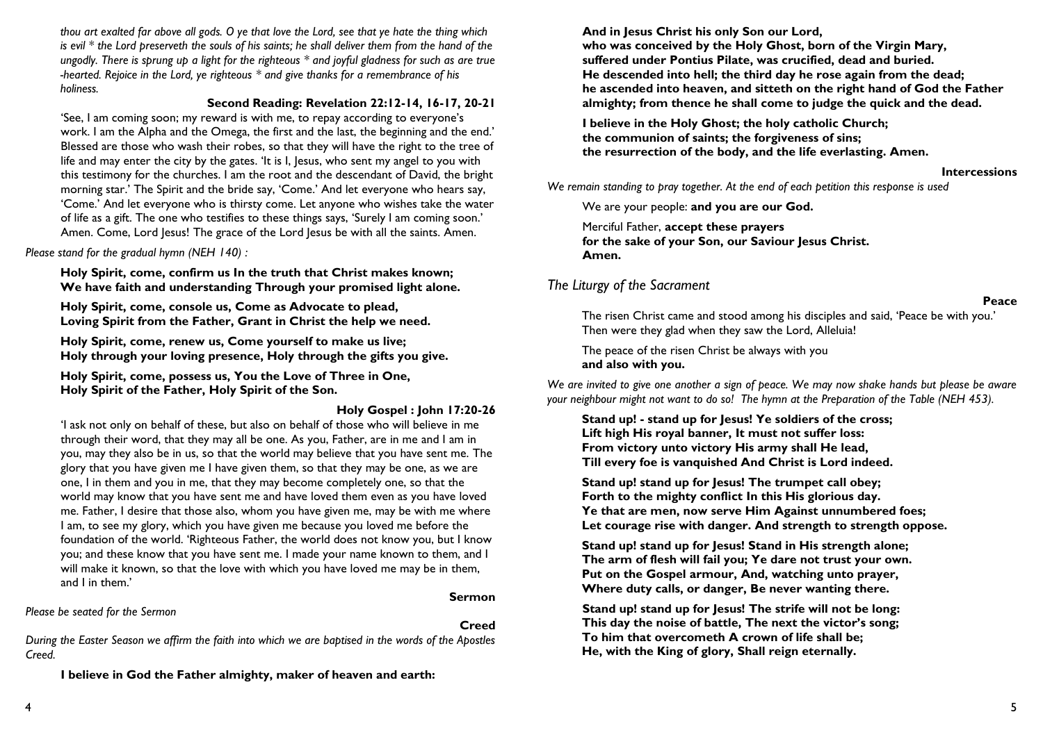*thou art exalted far above all gods. O ye that love the Lord, see that ye hate the thing which is evil * the Lord preserveth the souls of his saints; he shall deliver them from the hand of the ungodly. There is sprung up a light for the righteous * and joyful gladness for such as are true -hearted. Rejoice in the Lord, ye righteous * and give thanks for a remembrance of his holiness.*

**Second Reading: Revelation 22:12-14, 16-17, 20-21**

'See, I am coming soon; my reward is with me, to repay according to everyone's work. I am the Alpha and the Omega, the first and the last, the beginning and the end.' Blessed are those who wash their robes, so that they will have the right to the tree of life and may enter the city by the gates. 'It is I, Jesus, who sent my angel to you with this testimony for the churches. I am the root and the descendant of David, the bright morning star.' The Spirit and the bride say, 'Come.' And let everyone who hears say, 'Come.' And let everyone who is thirsty come. Let anyone who wishes take the water of life as a gift. The one who testifies to these things says, 'Surely I am coming soon.' Amen. Come, Lord Jesus! The grace of the Lord Jesus be with all the saints. Amen.

*Please stand for the gradual hymn (NEH 140) :*

**Holy Spirit, come, confirm us In the truth that Christ makes known;**
**We have faith and understanding Through your promised light alone.**

**Holy Spirit, come, console us, Come as Advocate to plead,**
**Loving Spirit from the Father, Grant in Christ the help we need.**

**Holy Spirit, come, renew us, Come yourself to make us live;**
**Holy through your loving presence, Holy through the gifts you give.**

**Holy Spirit, come, possess us, You the Love of Three in One,**
**Holy Spirit of the Father, Holy Spirit of the Son.**

**Holy Gospel : John 17:20-26**

'I ask not only on behalf of these, but also on behalf of those who will believe in me through their word, that they may all be one. As you, Father, are in me and I am in you, may they also be in us, so that the world may believe that you have sent me. The glory that you have given me I have given them, so that they may be one, as we are one, I in them and you in me, that they may become completely one, so that the world may know that you have sent me and have loved them even as you have loved me. Father, I desire that those also, whom you have given me, may be with me where I am, to see my glory, which you have given me because you loved me before the foundation of the world. 'Righteous Father, the world does not know you, but I know you; and these know that you have sent me. I made your name known to them, and I will make it known, so that the love with which you have loved me may be in them, and I in them.'

**Sermon**

*Please be seated for the Sermon*

**Creed**

*During the Easter Season we affirm the faith into which we are baptised in the words of the Apostles Creed.*

**I believe in God the Father almighty, maker of heaven and earth:**

**And in Jesus Christ his only Son our Lord,**
**who was conceived by the Holy Ghost, born of the Virgin Mary,**
**suffered under Pontius Pilate, was crucified, dead and buried.**
**He descended into hell; the third day he rose again from the dead;**
**he ascended into heaven, and sitteth on the right hand of God the Father almighty; from thence he shall come to judge the quick and the dead.**

**I believe in the Holy Ghost; the holy catholic Church;**
**the communion of saints; the forgiveness of sins;**
**the resurrection of the body, and the life everlasting. Amen.**

**Intercessions**

*We remain standing to pray together. At the end of each petition this response is used*

We are your people: **and you are our God.**

Merciful Father, **accept these prayers**
**for the sake of your Son, our Saviour Jesus Christ.**
**Amen.**

## *The Liturgy of the Sacrament*

**Peace**

The risen Christ came and stood among his disciples and said, 'Peace be with you.' Then were they glad when they saw the Lord, Alleluia!

The peace of the risen Christ be always with you
**and also with you.**

*We are invited to give one another a sign of peace. We may now shake hands but please be aware your neighbour might not want to do so! The hymn at the Preparation of the Table (NEH 453).*

**Stand up! - stand up for Jesus! Ye soldiers of the cross;**
**Lift high His royal banner, It must not suffer loss:**
**From victory unto victory His army shall He lead,**
**Till every foe is vanquished And Christ is Lord indeed.**

**Stand up! stand up for Jesus! The trumpet call obey;**
**Forth to the mighty conflict In this His glorious day.**
**Ye that are men, now serve Him Against unnumbered foes;**
**Let courage rise with danger. And strength to strength oppose.**

**Stand up! stand up for Jesus! Stand in His strength alone;**
**The arm of flesh will fail you; Ye dare not trust your own.**
**Put on the Gospel armour, And, watching unto prayer,**
**Where duty calls, or danger, Be never wanting there.**

**Stand up! stand up for Jesus! The strife will not be long:**
**This day the noise of battle, The next the victor's song;**
**To him that overcometh A crown of life shall be;**
**He, with the King of glory, Shall reign eternally.**